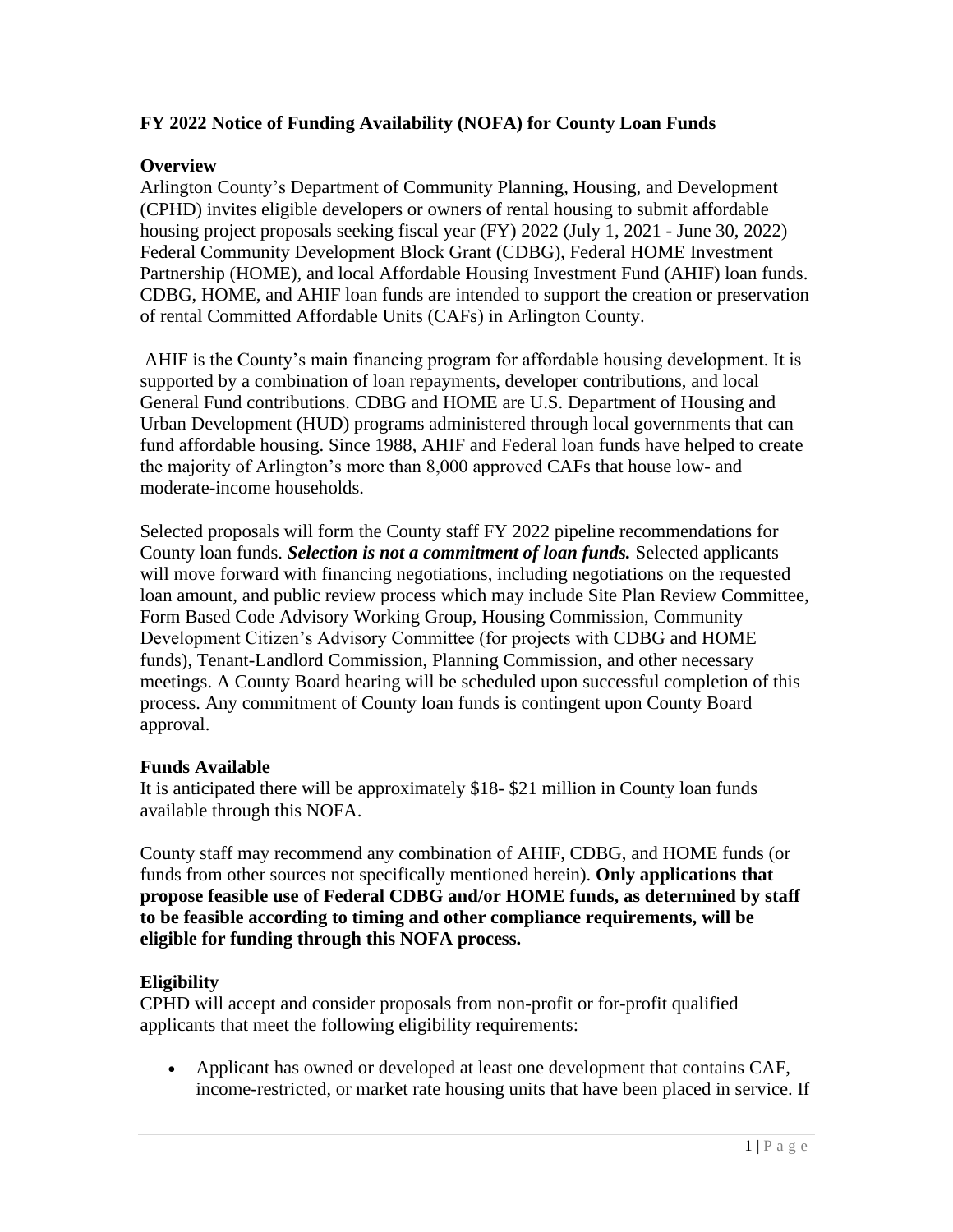**FY 2022 Notice of Funding Availability (NOFA) for County Loan Funds**

**Overview**

Arlington County's Department of Community Planning, Housing, and Development (CPHD) invites eligible developers or owners of rental housing to submit affordable housing project proposals seeking fiscal year (FY) 2022 (July 1, 2021 - June 30, 2022) Federal Community Development Block Grant (CDBG), Federal HOME Investment Partnership (HOME), and local Affordable Housing Investment Fund (AHIF) loan funds. CDBG, HOME, and AHIF loan funds are intended to support the creation or preservation of rental Committed Affordable Units (CAFs) in Arlington County.

AHIF is the County's main financing program for affordable housing development. It is supported by a combination of loan repayments, developer contributions, and local General Fund contributions. CDBG and HOME are U.S. Department of Housing and Urban Development (HUD) programs administered through local governments that can fund affordable housing. Since 1988, AHIF and Federal loan funds have helped to create the majority of Arlington's more than 8,000 approved CAFs that house low- and moderate-income households.

Selected proposals will form the County staff FY 2022 pipeline recommendations for County loan funds. ***Selection is not a commitment of loan funds.*** Selected applicants will move forward with financing negotiations, including negotiations on the requested loan amount, and public review process which may include Site Plan Review Committee, Form Based Code Advisory Working Group, Housing Commission, Community Development Citizen's Advisory Committee (for projects with CDBG and HOME funds), Tenant-Landlord Commission, Planning Commission, and other necessary meetings. A County Board hearing will be scheduled upon successful completion of this process. Any commitment of County loan funds is contingent upon County Board approval.

**Funds Available**

It is anticipated there will be approximately $18- $21 million in County loan funds available through this NOFA.

County staff may recommend any combination of AHIF, CDBG, and HOME funds (or funds from other sources not specifically mentioned herein). **Only applications that propose feasible use of Federal CDBG and/or HOME funds, as determined by staff to be feasible according to timing and other compliance requirements, will be eligible for funding through this NOFA process.**

**Eligibility**

CPHD will accept and consider proposals from non-profit or for-profit qualified applicants that meet the following eligibility requirements:

- Applicant has owned or developed at least one development that contains CAF, income-restricted, or market rate housing units that have been placed in service. If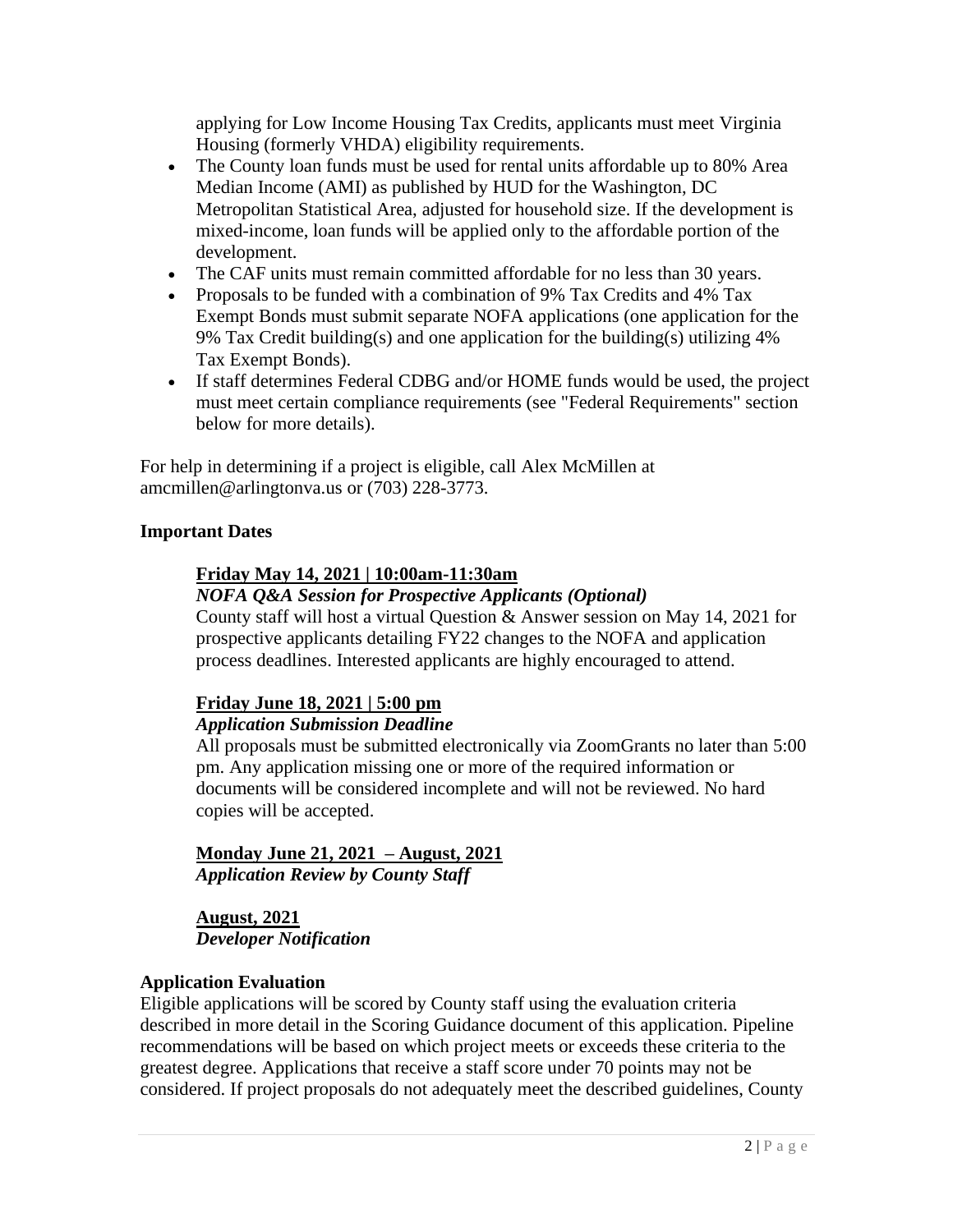applying for Low Income Housing Tax Credits, applicants must meet Virginia Housing (formerly VHDA) eligibility requirements.

- The County loan funds must be used for rental units affordable up to 80% Area Median Income (AMI) as published by HUD for the Washington, DC Metropolitan Statistical Area, adjusted for household size. If the development is mixed-income, loan funds will be applied only to the affordable portion of the development.
- The CAF units must remain committed affordable for no less than 30 years.
- Proposals to be funded with a combination of 9% Tax Credits and 4% Tax Exempt Bonds must submit separate NOFA applications (one application for the 9% Tax Credit building(s) and one application for the building(s) utilizing 4% Tax Exempt Bonds).
- If staff determines Federal CDBG and/or HOME funds would be used, the project must meet certain compliance requirements (see "Federal Requirements" section below for more details).

For help in determining if a project is eligible, call Alex McMillen at amcmillen@arlingtonva.us or (703) 228-3773.

**Important Dates**

**Friday May 14, 2021 | 10:00am-11:30am**
***NOFA Q&A Session for Prospective Applicants (Optional)***
County staff will host a virtual Question & Answer session on May 14, 2021 for prospective applicants detailing FY22 changes to the NOFA and application process deadlines. Interested applicants are highly encouraged to attend.

**Friday June 18, 2021 | 5:00 pm**
***Application Submission Deadline***
All proposals must be submitted electronically via ZoomGrants no later than 5:00 pm. Any application missing one or more of the required information or documents will be considered incomplete and will not be reviewed. No hard copies will be accepted.

**Monday June 21, 2021 – August, 2021**
***Application Review by County Staff***

**August, 2021**
***Developer Notification***

**Application Evaluation**

Eligible applications will be scored by County staff using the evaluation criteria described in more detail in the Scoring Guidance document of this application. Pipeline recommendations will be based on which project meets or exceeds these criteria to the greatest degree. Applications that receive a staff score under 70 points may not be considered. If project proposals do not adequately meet the described guidelines, County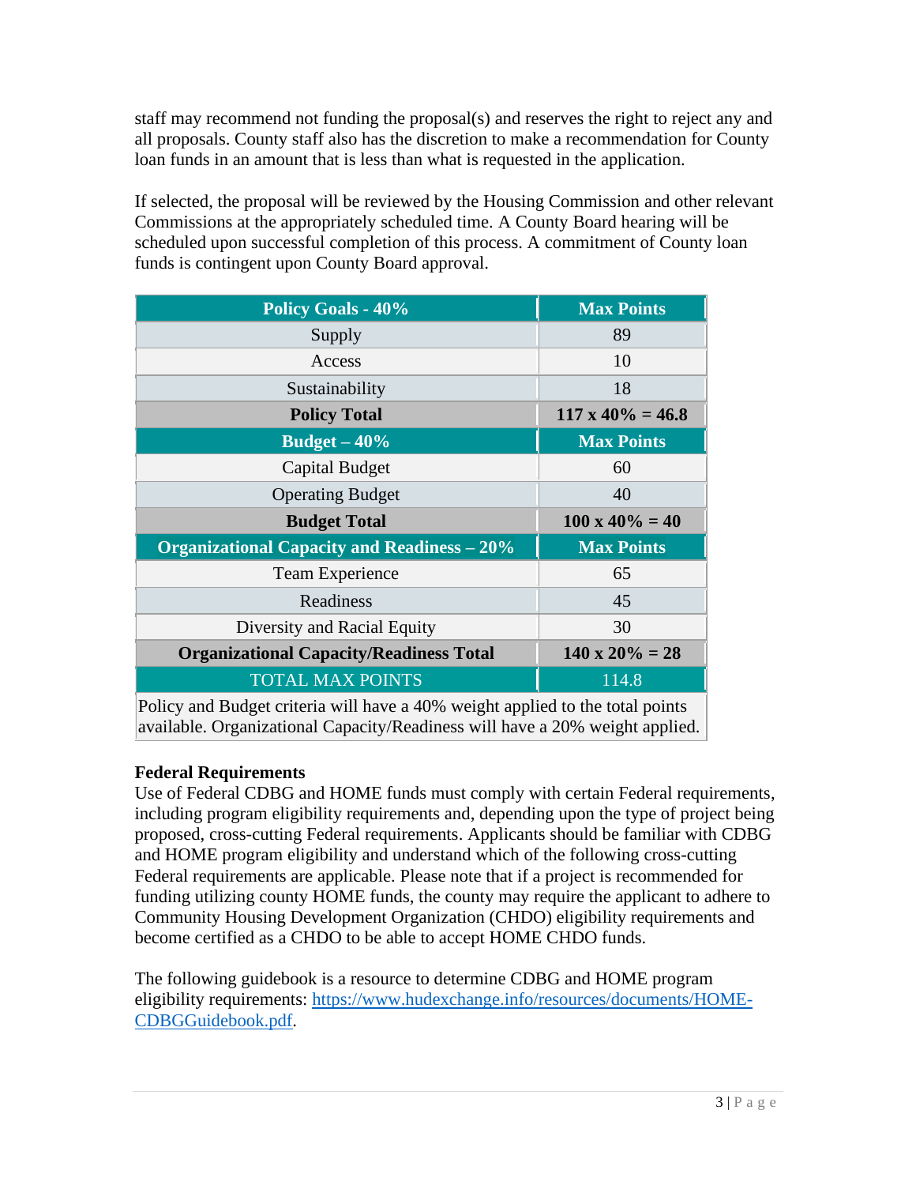staff may recommend not funding the proposal(s) and reserves the right to reject any and all proposals. County staff also has the discretion to make a recommendation for County loan funds in an amount that is less than what is requested in the application.

If selected, the proposal will be reviewed by the Housing Commission and other relevant Commissions at the appropriately scheduled time. A County Board hearing will be scheduled upon successful completion of this process. A commitment of County loan funds is contingent upon County Board approval.

| Policy Goals - 40% | Max Points |
|---|---|
| Supply | 89 |
| Access | 10 |
| Sustainability | 18 |
| **Policy Total** | **117 x 40% = 46.8** |
| **Budget – 40%** | **Max Points** |
| Capital Budget | 60 |
| Operating Budget | 40 |
| **Budget Total** | **100 x 40% = 40** |
| **Organizational Capacity and Readiness – 20%** | **Max Points** |
| Team Experience | 65 |
| Readiness | 45 |
| Diversity and Racial Equity | 30 |
| **Organizational Capacity/Readiness Total** | **140 x 20% = 28** |
| TOTAL MAX POINTS | 114.8 |
| Policy and Budget criteria will have a 40% weight applied to the total points available. Organizational Capacity/Readiness will have a 20% weight applied. | |

**Federal Requirements**

Use of Federal CDBG and HOME funds must comply with certain Federal requirements, including program eligibility requirements and, depending upon the type of project being proposed, cross-cutting Federal requirements. Applicants should be familiar with CDBG and HOME program eligibility and understand which of the following cross-cutting Federal requirements are applicable. Please note that if a project is recommended for funding utilizing county HOME funds, the county may require the applicant to adhere to Community Housing Development Organization (CHDO) eligibility requirements and become certified as a CHDO to be able to accept HOME CHDO funds.

The following guidebook is a resource to determine CDBG and HOME program eligibility requirements: [https://www.hudexchange.info/resources/documents/HOME-CDBGGuidebook.pdf](https://www.hudexchange.info/resources/documents/HOME-CDBGGuidebook.pdf).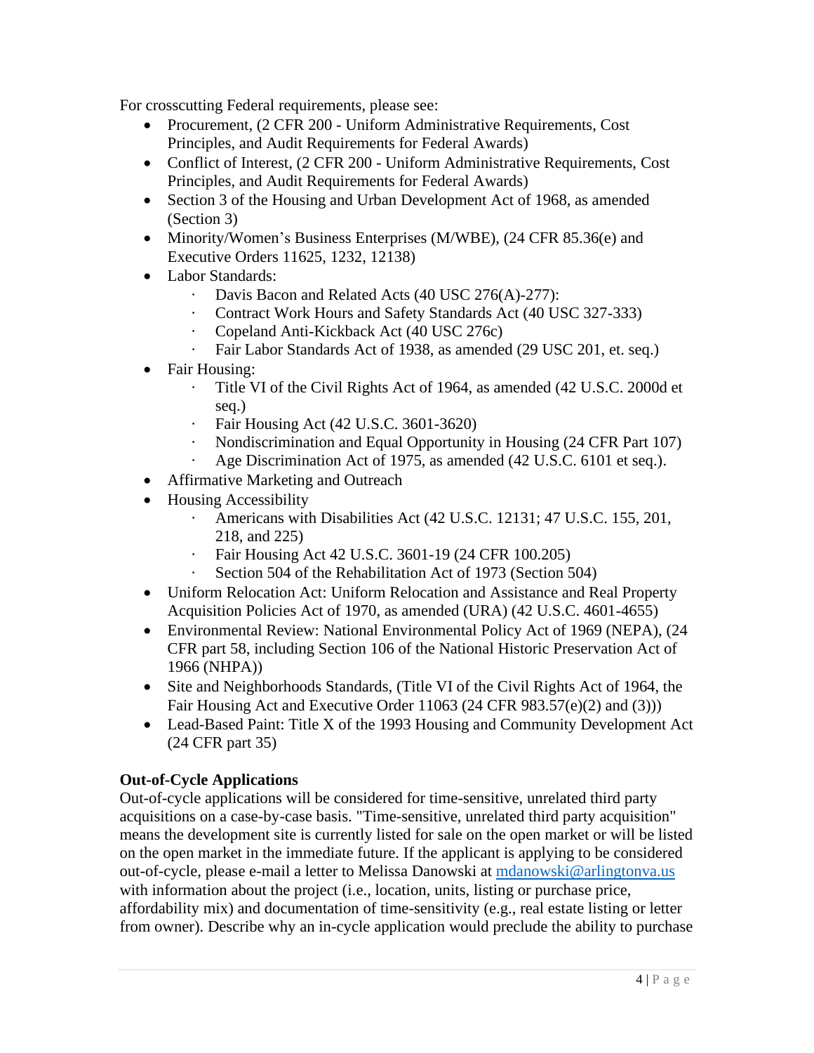For crosscutting Federal requirements, please see:

- Procurement, (2 CFR 200 - Uniform Administrative Requirements, Cost Principles, and Audit Requirements for Federal Awards)
- Conflict of Interest, (2 CFR 200 - Uniform Administrative Requirements, Cost Principles, and Audit Requirements for Federal Awards)
- Section 3 of the Housing and Urban Development Act of 1968, as amended (Section 3)
- Minority/Women's Business Enterprises (M/WBE), (24 CFR 85.36(e) and Executive Orders 11625, 1232, 12138)
- Labor Standards:
  - Davis Bacon and Related Acts (40 USC 276(A)-277):
  - Contract Work Hours and Safety Standards Act (40 USC 327-333)
  - Copeland Anti-Kickback Act (40 USC 276c)
  - Fair Labor Standards Act of 1938, as amended (29 USC 201, et. seq.)
- Fair Housing:
  - Title VI of the Civil Rights Act of 1964, as amended (42 U.S.C. 2000d et seq.)
  - Fair Housing Act (42 U.S.C. 3601-3620)
  - Nondiscrimination and Equal Opportunity in Housing (24 CFR Part 107)
  - Age Discrimination Act of 1975, as amended (42 U.S.C. 6101 et seq.).
- Affirmative Marketing and Outreach
- Housing Accessibility
  - Americans with Disabilities Act (42 U.S.C. 12131; 47 U.S.C. 155, 201, 218, and 225)
  - Fair Housing Act 42 U.S.C. 3601-19 (24 CFR 100.205)
  - Section 504 of the Rehabilitation Act of 1973 (Section 504)
- Uniform Relocation Act: Uniform Relocation and Assistance and Real Property Acquisition Policies Act of 1970, as amended (URA) (42 U.S.C. 4601-4655)
- Environmental Review: National Environmental Policy Act of 1969 (NEPA), (24 CFR part 58, including Section 106 of the National Historic Preservation Act of 1966 (NHPA))
- Site and Neighborhoods Standards, (Title VI of the Civil Rights Act of 1964, the Fair Housing Act and Executive Order 11063 (24 CFR 983.57(e)(2) and (3)))
- Lead-Based Paint: Title X of the 1993 Housing and Community Development Act (24 CFR part 35)

**Out-of-Cycle Applications**

Out-of-cycle applications will be considered for time-sensitive, unrelated third party acquisitions on a case-by-case basis. "Time-sensitive, unrelated third party acquisition" means the development site is currently listed for sale on the open market or will be listed on the open market in the immediate future. If the applicant is applying to be considered out-of-cycle, please e-mail a letter to Melissa Danowski at [mdanowski@arlingtonva.us](mailto:mdanowski@arlingtonva.us) with information about the project (i.e., location, units, listing or purchase price, affordability mix) and documentation of time-sensitivity (e.g., real estate listing or letter from owner). Describe why an in-cycle application would preclude the ability to purchase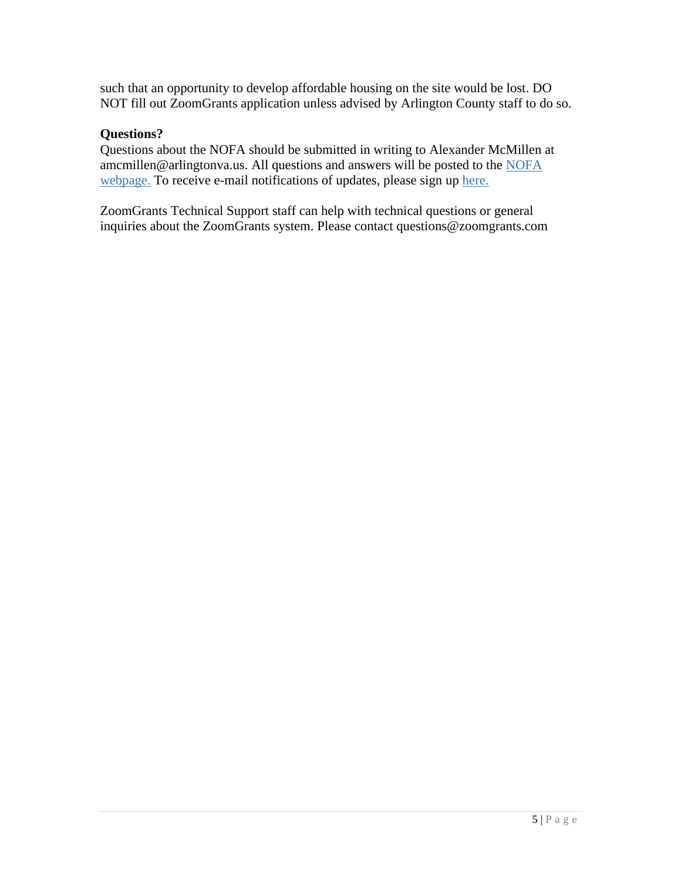such that an opportunity to develop affordable housing on the site would be lost. DO NOT fill out ZoomGrants application unless advised by Arlington County staff to do so.

**Questions?**

Questions about the NOFA should be submitted in writing to Alexander McMillen at amcmillen@arlingtonva.us. All questions and answers will be posted to the [NOFA webpage.]() To receive e-mail notifications of updates, please sign up [here.]()

ZoomGrants Technical Support staff can help with technical questions or general inquiries about the ZoomGrants system. Please contact questions@zoomgrants.com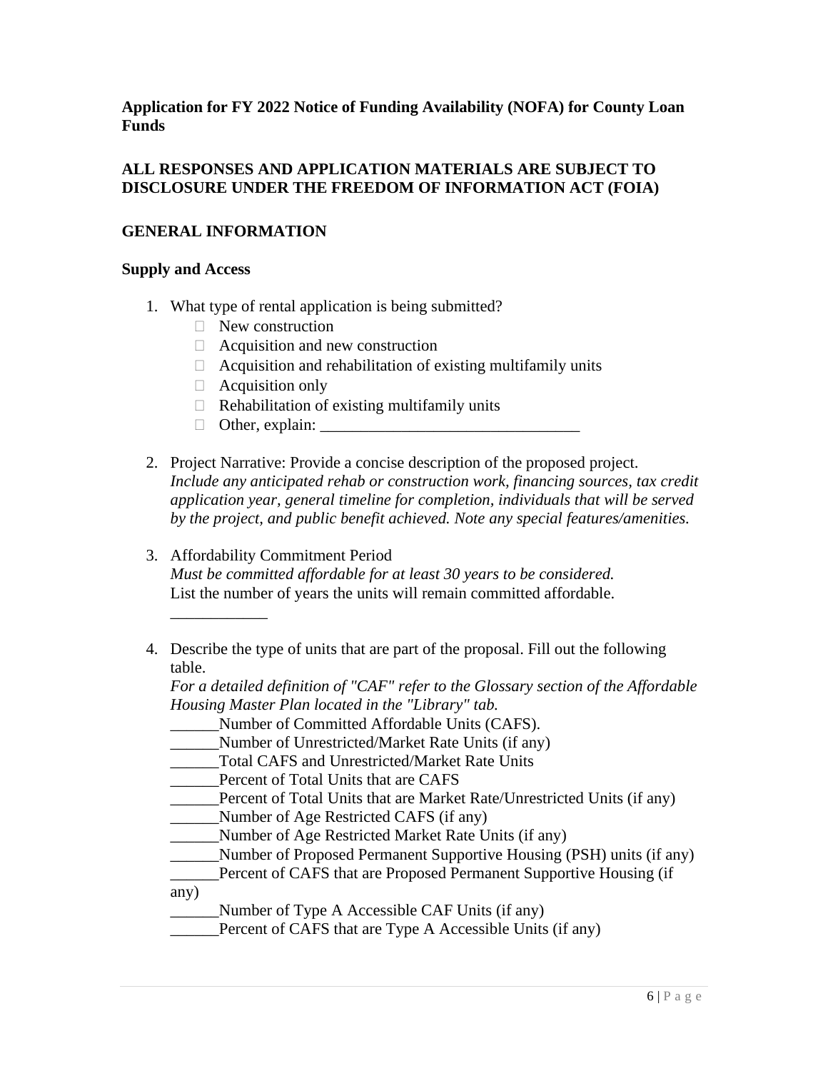**Application for FY 2022 Notice of Funding Availability (NOFA) for County Loan Funds**

**ALL RESPONSES AND APPLICATION MATERIALS ARE SUBJECT TO DISCLOSURE UNDER THE FREEDOM OF INFORMATION ACT (FOIA)**

## GENERAL INFORMATION

### Supply and Access

1. What type of rental application is being submitted?
   - ☐ New construction
   - ☐ Acquisition and new construction
   - ☐ Acquisition and rehabilitation of existing multifamily units
   - ☐ Acquisition only
   - ☐ Rehabilitation of existing multifamily units
   - ☐ Other, explain: ________________________________

2. Project Narrative: Provide a concise description of the proposed project.
   *Include any anticipated rehab or construction work, financing sources, tax credit application year, general timeline for completion, individuals that will be served by the project, and public benefit achieved. Note any special features/amenities.*

3. Affordability Commitment Period
   *Must be committed affordable for at least 30 years to be considered.*
   List the number of years the units will remain committed affordable.

   ____________

4. Describe the type of units that are part of the proposal. Fill out the following table.
   *For a detailed definition of "CAF" refer to the Glossary section of the Affordable Housing Master Plan located in the "Library" tab.*

   ______Number of Committed Affordable Units (CAFS).
   ______Number of Unrestricted/Market Rate Units (if any)
   ______Total CAFS and Unrestricted/Market Rate Units
   ______Percent of Total Units that are CAFS
   ______Percent of Total Units that are Market Rate/Unrestricted Units (if any)
   ______Number of Age Restricted CAFS (if any)
   ______Number of Age Restricted Market Rate Units (if any)
   ______Number of Proposed Permanent Supportive Housing (PSH) units (if any)
   ______Percent of CAFS that are Proposed Permanent Supportive Housing (if any)
   ______Number of Type A Accessible CAF Units (if any)
   ______Percent of CAFS that are Type A Accessible Units (if any)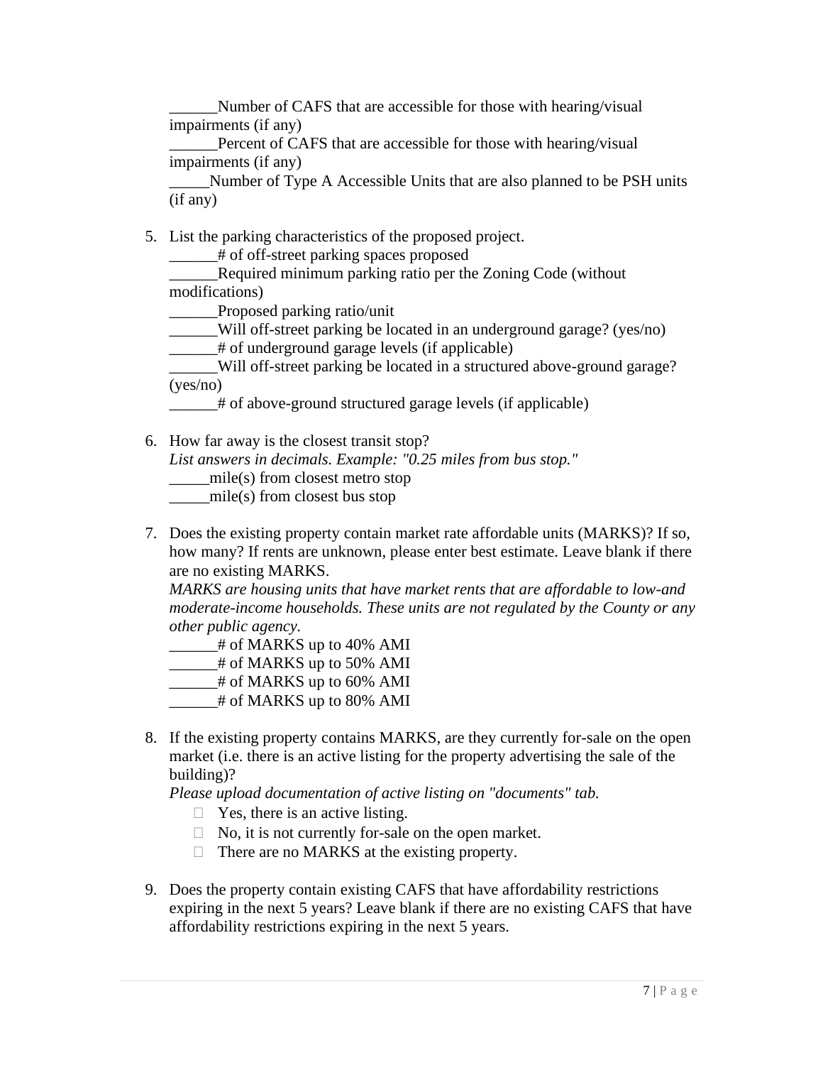______Number of CAFS that are accessible for those with hearing/visual impairments (if any)
______Percent of CAFS that are accessible for those with hearing/visual impairments (if any)
_____Number of Type A Accessible Units that are also planned to be PSH units (if any)

5. List the parking characteristics of the proposed project.
   ______# of off-street parking spaces proposed
   ______Required minimum parking ratio per the Zoning Code (without modifications)
   ______Proposed parking ratio/unit
   ______Will off-street parking be located in an underground garage? (yes/no)
   ______# of underground garage levels (if applicable)
   ______Will off-street parking be located in a structured above-ground garage? (yes/no)
   ______# of above-ground structured garage levels (if applicable)

6. How far away is the closest transit stop?
   *List answers in decimals. Example: "0.25 miles from bus stop."*
   _____mile(s) from closest metro stop
   _____mile(s) from closest bus stop

7. Does the existing property contain market rate affordable units (MARKS)? If so, how many? If rents are unknown, please enter best estimate. Leave blank if there are no existing MARKS.
   *MARKS are housing units that have market rents that are affordable to low-and moderate-income households. These units are not regulated by the County or any other public agency.*
   ______# of MARKS up to 40% AMI
   ______# of MARKS up to 50% AMI
   ______# of MARKS up to 60% AMI
   ______# of MARKS up to 80% AMI

8. If the existing property contains MARKS, are they currently for-sale on the open market (i.e. there is an active listing for the property advertising the sale of the building)?
   *Please upload documentation of active listing on "documents" tab.*
   - ☐ Yes, there is an active listing.
   - ☐ No, it is not currently for-sale on the open market.
   - ☐ There are no MARKS at the existing property.

9. Does the property contain existing CAFS that have affordability restrictions expiring in the next 5 years? Leave blank if there are no existing CAFS that have affordability restrictions expiring in the next 5 years.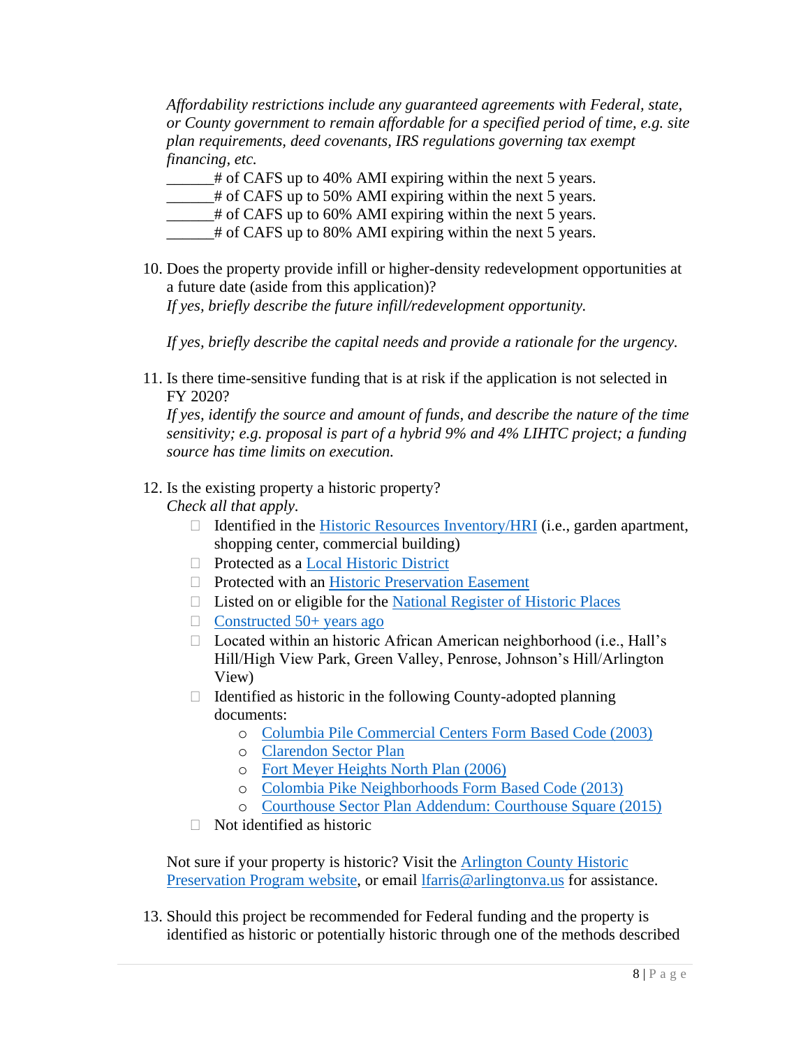*Affordability restrictions include any guaranteed agreements with Federal, state, or County government to remain affordable for a specified period of time, e.g. site plan requirements, deed covenants, IRS regulations governing tax exempt financing, etc.*

______# of CAFS up to 40% AMI expiring within the next 5 years.
______# of CAFS up to 50% AMI expiring within the next 5 years.
______# of CAFS up to 60% AMI expiring within the next 5 years.
______# of CAFS up to 80% AMI expiring within the next 5 years.

10. Does the property provide infill or higher-density redevelopment opportunities at a future date (aside from this application)?
    *If yes, briefly describe the future infill/redevelopment opportunity.*

    *If yes, briefly describe the capital needs and provide a rationale for the urgency.*

11. Is there time-sensitive funding that is at risk if the application is not selected in FY 2020?
    *If yes, identify the source and amount of funds, and describe the nature of the time sensitivity; e.g. proposal is part of a hybrid 9% and 4% LIHTC project; a funding source has time limits on execution.*

12. Is the existing property a historic property?
    *Check all that apply.*
    - ☐ Identified in the [Historic Resources Inventory/HRI]() (i.e., garden apartment, shopping center, commercial building)
    - ☐ Protected as a [Local Historic District]()
    - ☐ Protected with an [Historic Preservation Easement]()
    - ☐ Listed on or eligible for the [National Register of Historic Places]()
    - ☐ [Constructed 50+ years ago]()
    - ☐ Located within an historic African American neighborhood (i.e., Hall's Hill/High View Park, Green Valley, Penrose, Johnson's Hill/Arlington View)
    - ☐ Identified as historic in the following County-adopted planning documents:
        - [Columbia Pile Commercial Centers Form Based Code (2003)]()
        - [Clarendon Sector Plan]()
        - [Fort Meyer Heights North Plan (2006)]()
        - [Colombia Pike Neighborhoods Form Based Code (2013)]()
        - [Courthouse Sector Plan Addendum: Courthouse Square (2015)]()
    - ☐ Not identified as historic

    Not sure if your property is historic? Visit the [Arlington County Historic Preservation Program website](), or email [lfarris@arlingtonva.us]() for assistance.

13. Should this project be recommended for Federal funding and the property is identified as historic or potentially historic through one of the methods described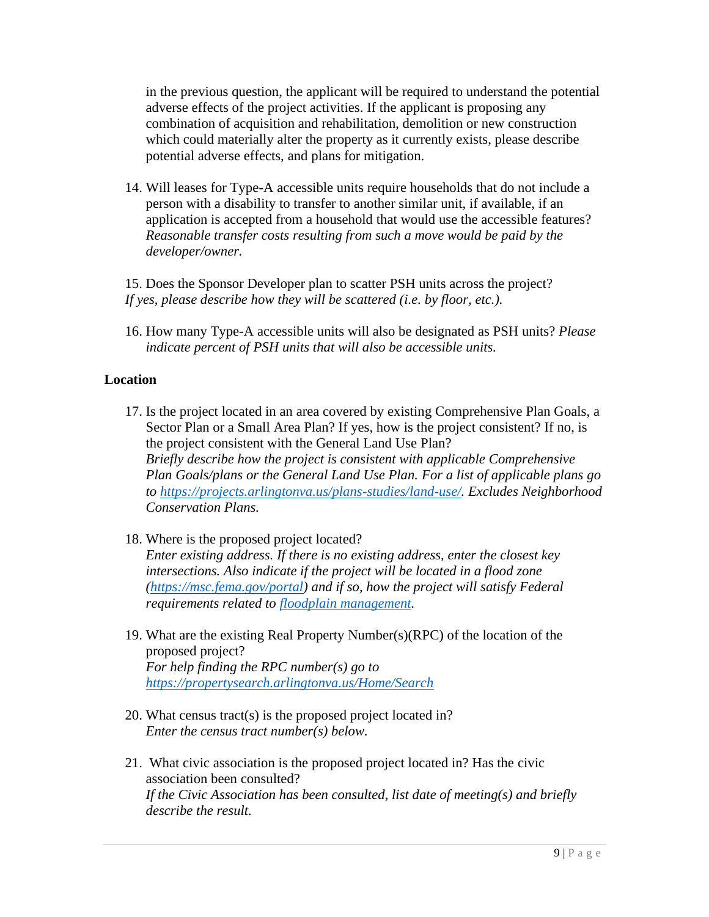in the previous question, the applicant will be required to understand the potential adverse effects of the project activities. If the applicant is proposing any combination of acquisition and rehabilitation, demolition or new construction which could materially alter the property as it currently exists, please describe potential adverse effects, and plans for mitigation.

14. Will leases for Type-A accessible units require households that do not include a person with a disability to transfer to another similar unit, if available, if an application is accepted from a household that would use the accessible features? *Reasonable transfer costs resulting from such a move would be paid by the developer/owner.*

15. Does the Sponsor Developer plan to scatter PSH units across the project? *If yes, please describe how they will be scattered (i.e. by floor, etc.).*

16. How many Type-A accessible units will also be designated as PSH units? *Please indicate percent of PSH units that will also be accessible units.*

**Location**

17. Is the project located in an area covered by existing Comprehensive Plan Goals, a Sector Plan or a Small Area Plan? If yes, how is the project consistent? If no, is the project consistent with the General Land Use Plan? *Briefly describe how the project is consistent with applicable Comprehensive Plan Goals/plans or the General Land Use Plan. For a list of applicable plans go to [https://projects.arlingtonva.us/plans-studies/land-use/](https://projects.arlingtonva.us/plans-studies/land-use/). Excludes Neighborhood Conservation Plans.*

18. Where is the proposed project located? *Enter existing address. If there is no existing address, enter the closest key intersections. Also indicate if the project will be located in a flood zone ([https://msc.fema.gov/portal](https://msc.fema.gov/portal)) and if so, how the project will satisfy Federal requirements related to floodplain management.*

19. What are the existing Real Property Number(s)(RPC) of the location of the proposed project? *For help finding the RPC number(s) go to [https://propertysearch.arlingtonva.us/Home/Search](https://propertysearch.arlingtonva.us/Home/Search)*

20. What census tract(s) is the proposed project located in? *Enter the census tract number(s) below.*

21. What civic association is the proposed project located in? Has the civic association been consulted? *If the Civic Association has been consulted, list date of meeting(s) and briefly describe the result.*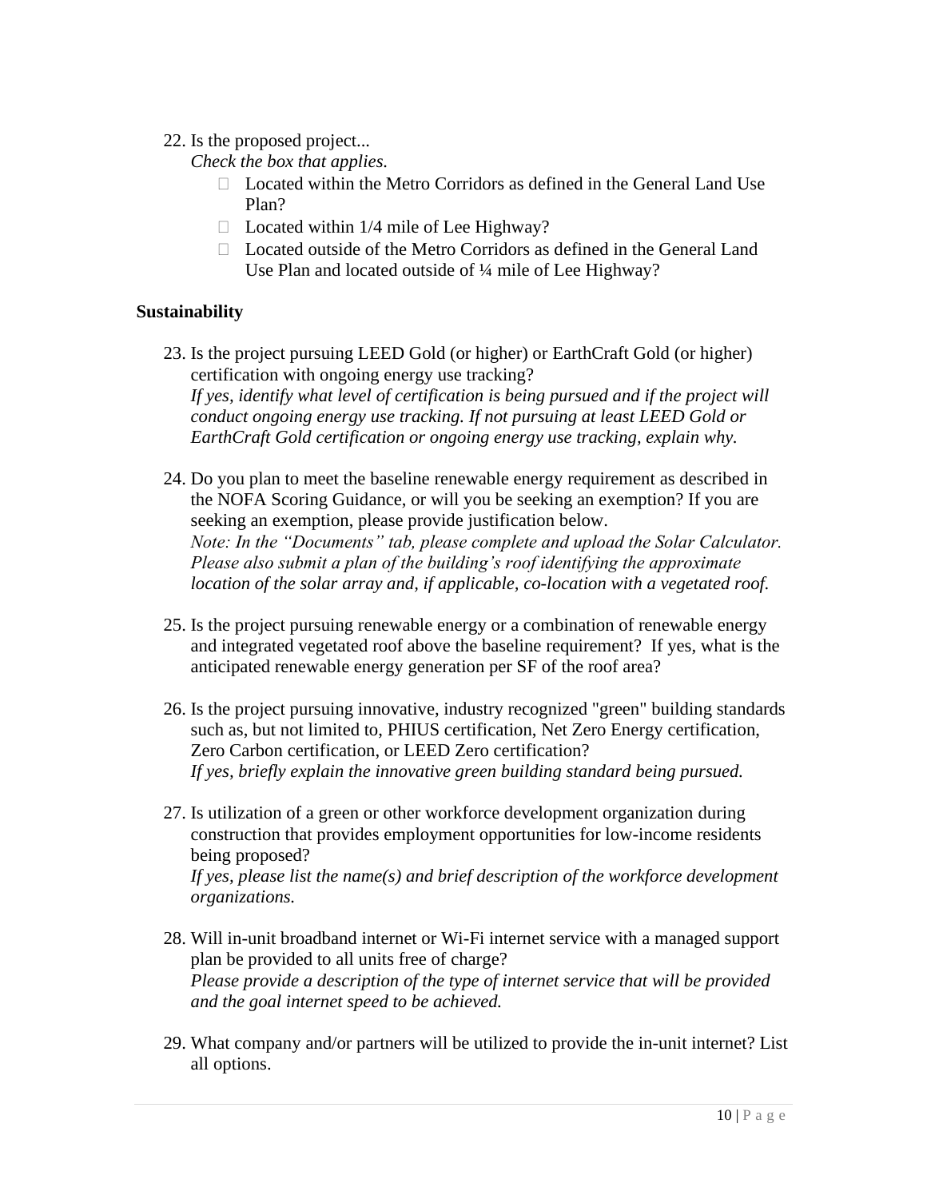22. Is the proposed project...
    *Check the box that applies.*
    - ☐ Located within the Metro Corridors as defined in the General Land Use Plan?
    - ☐ Located within 1/4 mile of Lee Highway?
    - ☐ Located outside of the Metro Corridors as defined in the General Land Use Plan and located outside of ¼ mile of Lee Highway?

**Sustainability**

23. Is the project pursuing LEED Gold (or higher) or EarthCraft Gold (or higher) certification with ongoing energy use tracking?
    *If yes, identify what level of certification is being pursued and if the project will conduct ongoing energy use tracking. If not pursuing at least LEED Gold or EarthCraft Gold certification or ongoing energy use tracking, explain why.*

24. Do you plan to meet the baseline renewable energy requirement as described in the NOFA Scoring Guidance, or will you be seeking an exemption? If you are seeking an exemption, please provide justification below.
    *Note: In the "Documents" tab, please complete and upload the Solar Calculator. Please also submit a plan of the building's roof identifying the approximate location of the solar array and, if applicable, co-location with a vegetated roof.*

25. Is the project pursuing renewable energy or a combination of renewable energy and integrated vegetated roof above the baseline requirement? If yes, what is the anticipated renewable energy generation per SF of the roof area?

26. Is the project pursuing innovative, industry recognized "green" building standards such as, but not limited to, PHIUS certification, Net Zero Energy certification, Zero Carbon certification, or LEED Zero certification?
    *If yes, briefly explain the innovative green building standard being pursued.*

27. Is utilization of a green or other workforce development organization during construction that provides employment opportunities for low-income residents being proposed?
    *If yes, please list the name(s) and brief description of the workforce development organizations.*

28. Will in-unit broadband internet or Wi-Fi internet service with a managed support plan be provided to all units free of charge?
    *Please provide a description of the type of internet service that will be provided and the goal internet speed to be achieved.*

29. What company and/or partners will be utilized to provide the in-unit internet? List all options.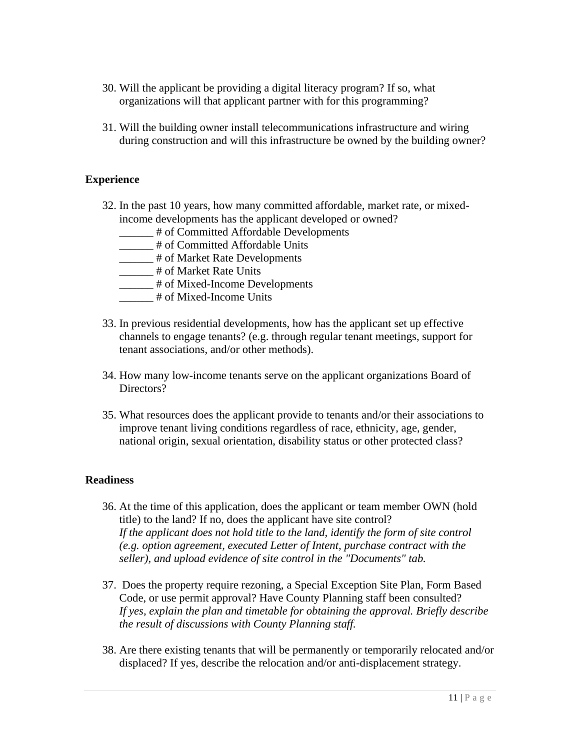30. Will the applicant be providing a digital literacy program? If so, what organizations will that applicant partner with for this programming?

31. Will the building owner install telecommunications infrastructure and wiring during construction and will this infrastructure be owned by the building owner?

**Experience**

32. In the past 10 years, how many committed affordable, market rate, or mixed-income developments has the applicant developed or owned?
    ______ # of Committed Affordable Developments
    ______ # of Committed Affordable Units
    ______ # of Market Rate Developments
    ______ # of Market Rate Units
    ______ # of Mixed-Income Developments
    ______ # of Mixed-Income Units

33. In previous residential developments, how has the applicant set up effective channels to engage tenants? (e.g. through regular tenant meetings, support for tenant associations, and/or other methods).

34. How many low-income tenants serve on the applicant organizations Board of Directors?

35. What resources does the applicant provide to tenants and/or their associations to improve tenant living conditions regardless of race, ethnicity, age, gender, national origin, sexual orientation, disability status or other protected class?

**Readiness**

36. At the time of this application, does the applicant or team member OWN (hold title) to the land? If no, does the applicant have site control?
    *If the applicant does not hold title to the land, identify the form of site control (e.g. option agreement, executed Letter of Intent, purchase contract with the seller), and upload evidence of site control in the "Documents" tab.*

37. Does the property require rezoning, a Special Exception Site Plan, Form Based Code, or use permit approval? Have County Planning staff been consulted?
    *If yes, explain the plan and timetable for obtaining the approval. Briefly describe the result of discussions with County Planning staff.*

38. Are there existing tenants that will be permanently or temporarily relocated and/or displaced? If yes, describe the relocation and/or anti-displacement strategy.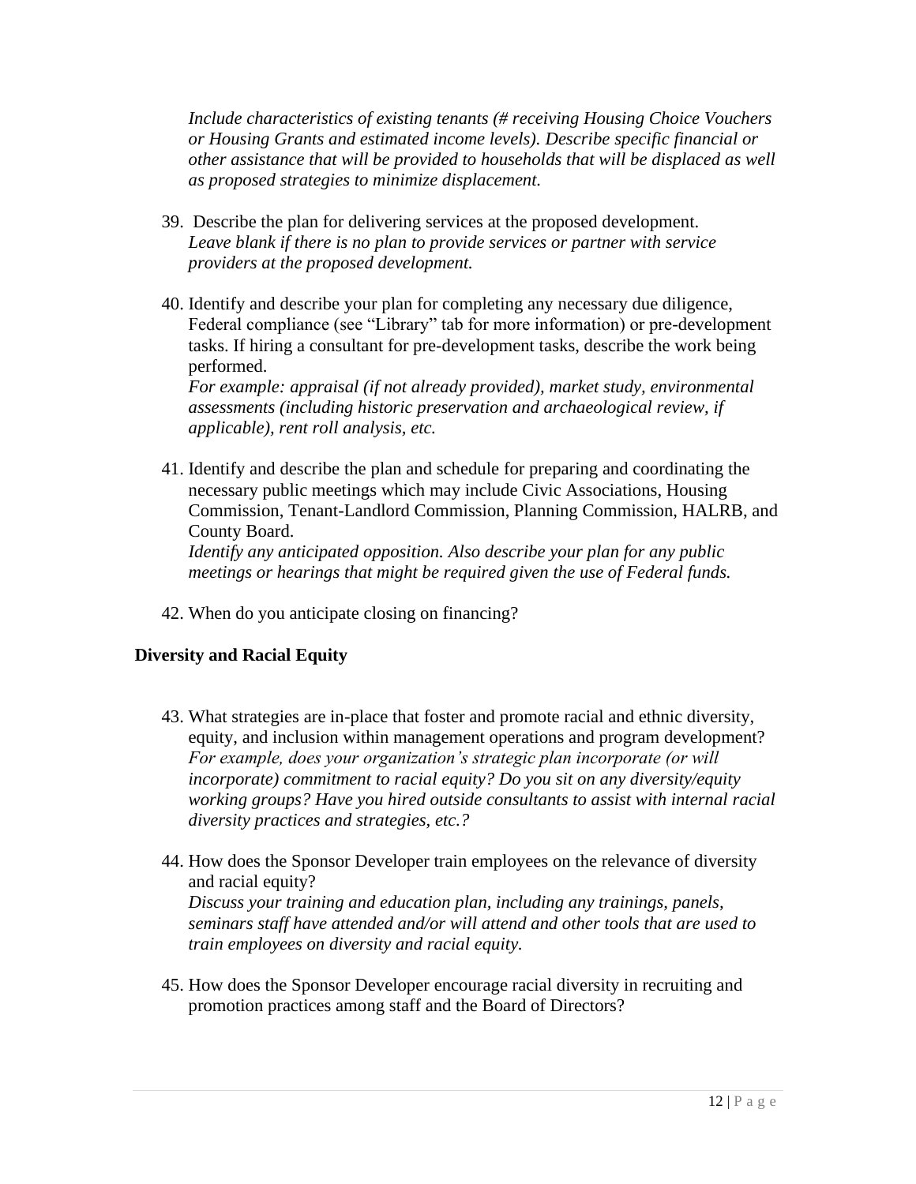*Include characteristics of existing tenants (# receiving Housing Choice Vouchers or Housing Grants and estimated income levels). Describe specific financial or other assistance that will be provided to households that will be displaced as well as proposed strategies to minimize displacement.*

39. Describe the plan for delivering services at the proposed development.
*Leave blank if there is no plan to provide services or partner with service providers at the proposed development.*

40. Identify and describe your plan for completing any necessary due diligence, Federal compliance (see "Library" tab for more information) or pre-development tasks. If hiring a consultant for pre-development tasks, describe the work being performed.
*For example: appraisal (if not already provided), market study, environmental assessments (including historic preservation and archaeological review, if applicable), rent roll analysis, etc.*

41. Identify and describe the plan and schedule for preparing and coordinating the necessary public meetings which may include Civic Associations, Housing Commission, Tenant-Landlord Commission, Planning Commission, HALRB, and County Board.
*Identify any anticipated opposition. Also describe your plan for any public meetings or hearings that might be required given the use of Federal funds.*

42. When do you anticipate closing on financing?

## Diversity and Racial Equity

43. What strategies are in-place that foster and promote racial and ethnic diversity, equity, and inclusion within management operations and program development?
*For example, does your organization's strategic plan incorporate (or will incorporate) commitment to racial equity? Do you sit on any diversity/equity working groups? Have you hired outside consultants to assist with internal racial diversity practices and strategies, etc.?*

44. How does the Sponsor Developer train employees on the relevance of diversity and racial equity?
*Discuss your training and education plan, including any trainings, panels, seminars staff have attended and/or will attend and other tools that are used to train employees on diversity and racial equity.*

45. How does the Sponsor Developer encourage racial diversity in recruiting and promotion practices among staff and the Board of Directors?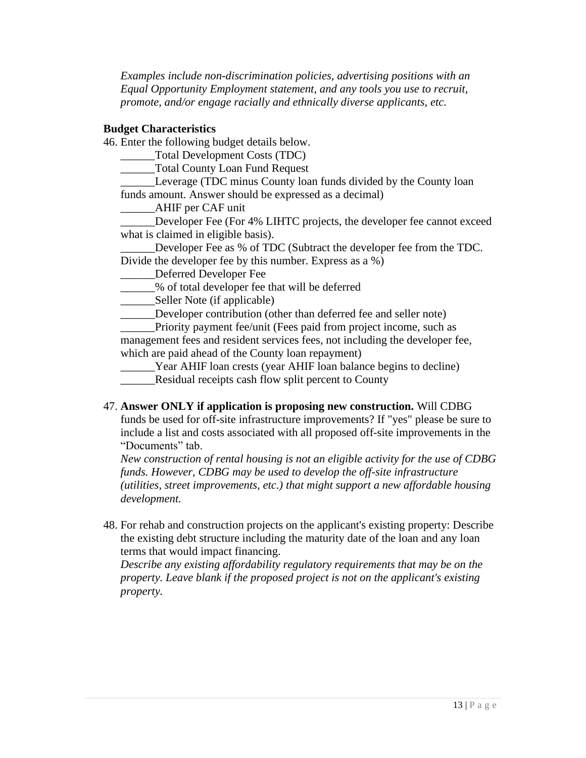*Examples include non-discrimination policies, advertising positions with an Equal Opportunity Employment statement, and any tools you use to recruit, promote, and/or engage racially and ethnically diverse applicants, etc.*

**Budget Characteristics**

46. Enter the following budget details below.

    ______Total Development Costs (TDC)

    ______Total County Loan Fund Request

    ______Leverage (TDC minus County loan funds divided by the County loan funds amount. Answer should be expressed as a decimal)

    ______AHIF per CAF unit

    ______Developer Fee (For 4% LIHTC projects, the developer fee cannot exceed what is claimed in eligible basis).

    ______Developer Fee as % of TDC (Subtract the developer fee from the TDC. Divide the developer fee by this number. Express as a %)

    ______Deferred Developer Fee

    ______% of total developer fee that will be deferred

    ______Seller Note (if applicable)

    ______Developer contribution (other than deferred fee and seller note)

    ______Priority payment fee/unit (Fees paid from project income, such as management fees and resident services fees, not including the developer fee, which are paid ahead of the County loan repayment)

    ______Year AHIF loan crests (year AHIF loan balance begins to decline)

    ______Residual receipts cash flow split percent to County

47. **Answer ONLY if application is proposing new construction.** Will CDBG funds be used for off-site infrastructure improvements? If "yes" please be sure to include a list and costs associated with all proposed off-site improvements in the "Documents" tab.
    *New construction of rental housing is not an eligible activity for the use of CDBG funds. However, CDBG may be used to develop the off-site infrastructure (utilities, street improvements, etc.) that might support a new affordable housing development.*

48. For rehab and construction projects on the applicant's existing property: Describe the existing debt structure including the maturity date of the loan and any loan terms that would impact financing.
    *Describe any existing affordability regulatory requirements that may be on the property. Leave blank if the proposed project is not on the applicant's existing property.*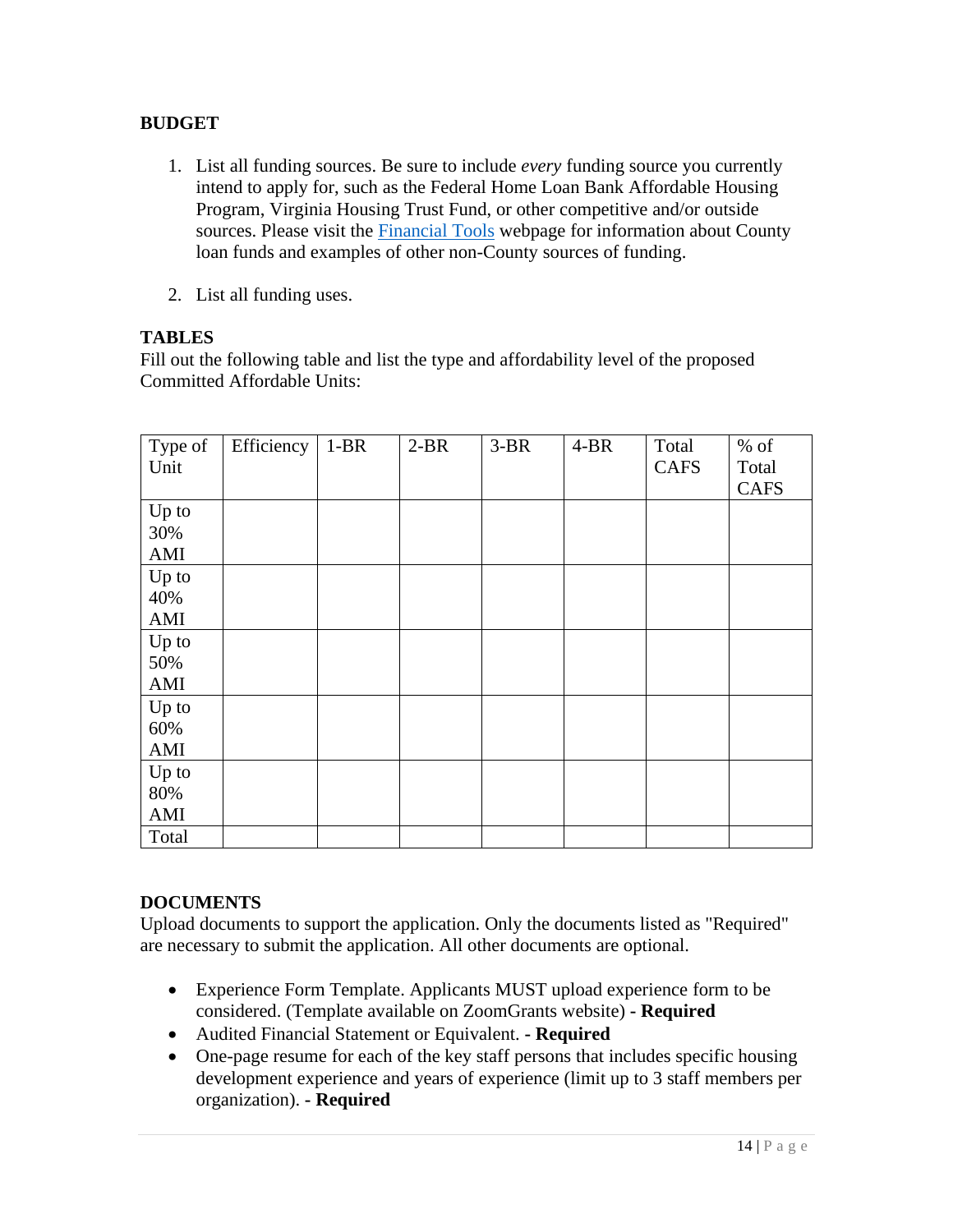**BUDGET**

1. List all funding sources. Be sure to include *every* funding source you currently intend to apply for, such as the Federal Home Loan Bank Affordable Housing Program, Virginia Housing Trust Fund, or other competitive and/or outside sources. Please visit the [Financial Tools](Financial Tools) webpage for information about County loan funds and examples of other non-County sources of funding.

2. List all funding uses.

**TABLES**

Fill out the following table and list the type and affordability level of the proposed Committed Affordable Units:

| Type of Unit | Efficiency | 1-BR | 2-BR | 3-BR | 4-BR | Total CAFS | % of Total CAFS |
|---|---|---|---|---|---|---|---|
| Up to 30% AMI | | | | | | | |
| Up to 40% AMI | | | | | | | |
| Up to 50% AMI | | | | | | | |
| Up to 60% AMI | | | | | | | |
| Up to 80% AMI | | | | | | | |
| Total | | | | | | | |

**DOCUMENTS**

Upload documents to support the application. Only the documents listed as "Required" are necessary to submit the application. All other documents are optional.

- Experience Form Template. Applicants MUST upload experience form to be considered. (Template available on ZoomGrants website) **- Required**
- Audited Financial Statement or Equivalent. **- Required**
- One-page resume for each of the key staff persons that includes specific housing development experience and years of experience (limit up to 3 staff members per organization). **- Required**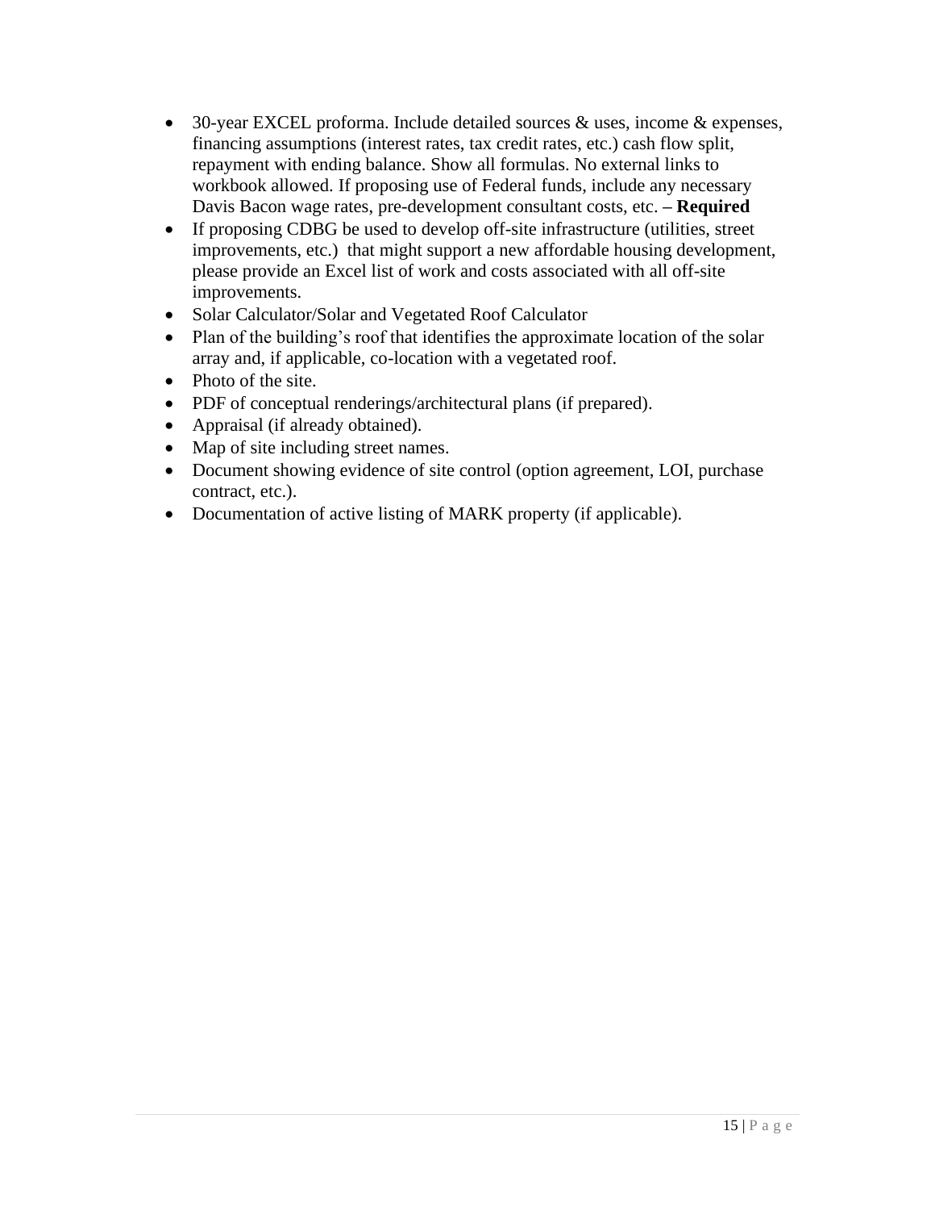- 30-year EXCEL proforma. Include detailed sources & uses, income & expenses, financing assumptions (interest rates, tax credit rates, etc.) cash flow split, repayment with ending balance. Show all formulas. No external links to workbook allowed. If proposing use of Federal funds, include any necessary Davis Bacon wage rates, pre-development consultant costs, etc. **– Required**
- If proposing CDBG be used to develop off-site infrastructure (utilities, street improvements, etc.) that might support a new affordable housing development, please provide an Excel list of work and costs associated with all off-site improvements.
- Solar Calculator/Solar and Vegetated Roof Calculator
- Plan of the building's roof that identifies the approximate location of the solar array and, if applicable, co-location with a vegetated roof.
- Photo of the site.
- PDF of conceptual renderings/architectural plans (if prepared).
- Appraisal (if already obtained).
- Map of site including street names.
- Document showing evidence of site control (option agreement, LOI, purchase contract, etc.).
- Documentation of active listing of MARK property (if applicable).